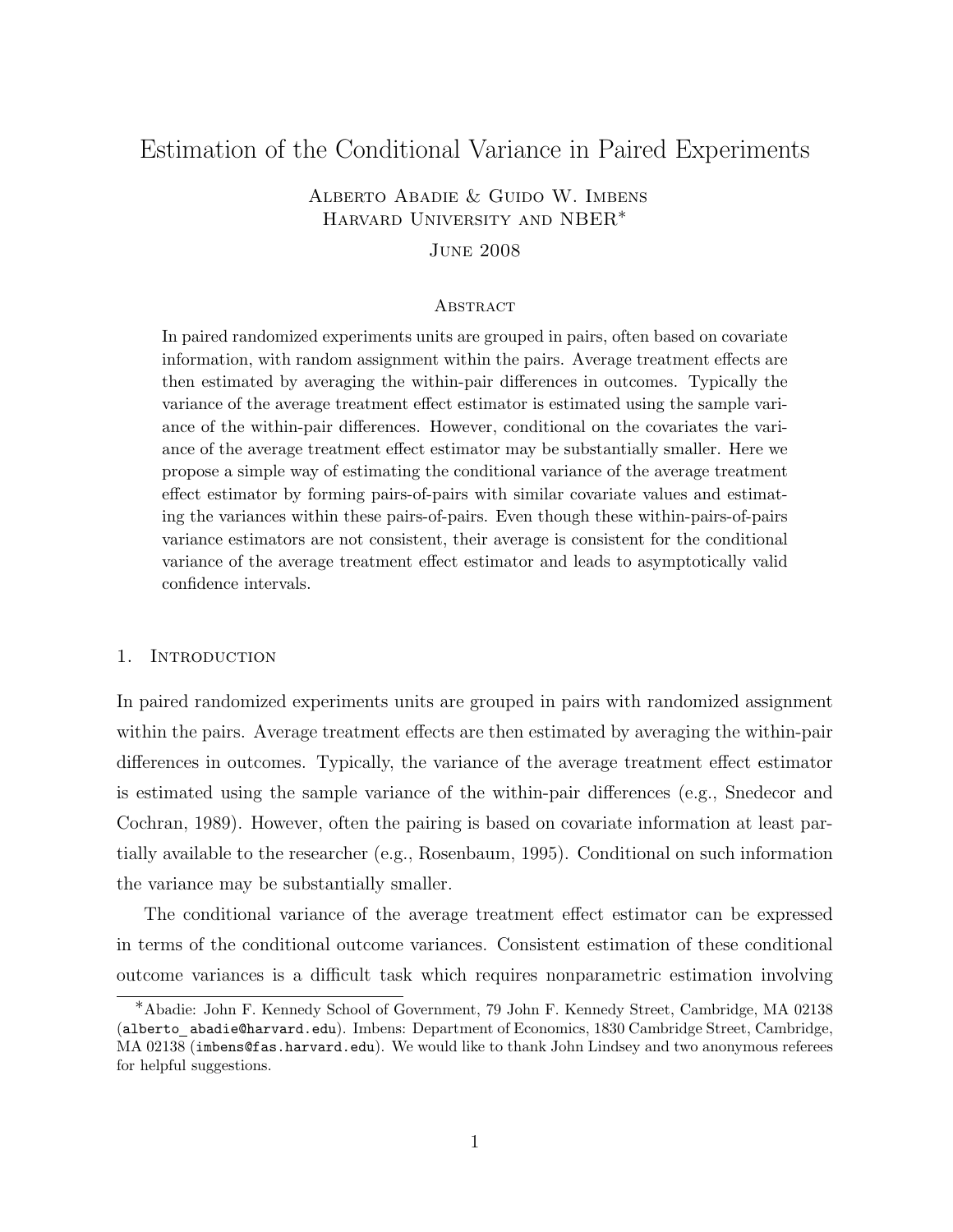# Estimation of the Conditional Variance in Paired Experiments

Alberto Abadie & Guido W. Imbens
Harvard University and NBER*

June 2008

## Abstract

In paired randomized experiments units are grouped in pairs, often based on covariate information, with random assignment within the pairs. Average treatment effects are then estimated by averaging the within-pair differences in outcomes. Typically the variance of the average treatment effect estimator is estimated using the sample variance of the within-pair differences. However, conditional on the covariates the variance of the average treatment effect estimator may be substantially smaller. Here we propose a simple way of estimating the conditional variance of the average treatment effect estimator by forming pairs-of-pairs with similar covariate values and estimating the variances within these pairs-of-pairs. Even though these within-pairs-of-pairs variance estimators are not consistent, their average is consistent for the conditional variance of the average treatment effect estimator and leads to asymptotically valid confidence intervals.

## 1. Introduction

In paired randomized experiments units are grouped in pairs with randomized assignment within the pairs. Average treatment effects are then estimated by averaging the within-pair differences in outcomes. Typically, the variance of the average treatment effect estimator is estimated using the sample variance of the within-pair differences (e.g., Snedecor and Cochran, 1989). However, often the pairing is based on covariate information at least partially available to the researcher (e.g., Rosenbaum, 1995). Conditional on such information the variance may be substantially smaller.

The conditional variance of the average treatment effect estimator can be expressed in terms of the conditional outcome variances. Consistent estimation of these conditional outcome variances is a difficult task which requires nonparametric estimation involving

---

*Abadie: John F. Kennedy School of Government, 79 John F. Kennedy Street, Cambridge, MA 02138 (alberto_abadie@harvard.edu). Imbens: Department of Economics, 1830 Cambridge Street, Cambridge, MA 02138 (imbens@fas.harvard.edu). We would like to thank John Lindsey and two anonymous referees for helpful suggestions.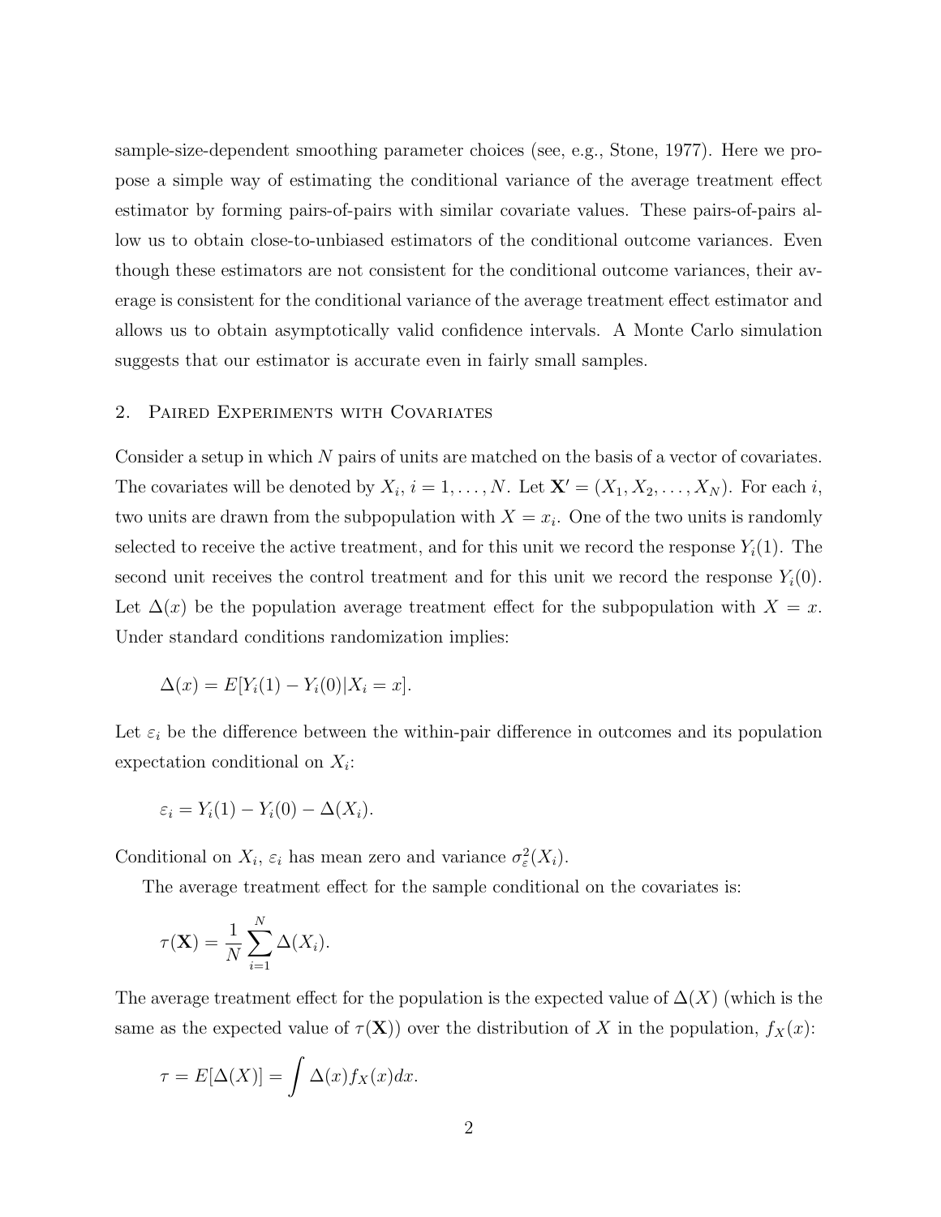sample-size-dependent smoothing parameter choices (see, e.g., Stone, 1977). Here we propose a simple way of estimating the conditional variance of the average treatment effect estimator by forming pairs-of-pairs with similar covariate values. These pairs-of-pairs allow us to obtain close-to-unbiased estimators of the conditional outcome variances. Even though these estimators are not consistent for the conditional outcome variances, their average is consistent for the conditional variance of the average treatment effect estimator and allows us to obtain asymptotically valid confidence intervals. A Monte Carlo simulation suggests that our estimator is accurate even in fairly small samples.

## 2. Paired Experiments with Covariates

Consider a setup in which $N$ pairs of units are matched on the basis of a vector of covariates. The covariates will be denoted by $X_i$, $i = 1, \ldots, N$. Let $\mathbf{X}' = (X_1, X_2, \ldots, X_N)$. For each $i$, two units are drawn from the subpopulation with $X = x_i$. One of the two units is randomly selected to receive the active treatment, and for this unit we record the response $Y_i(1)$. The second unit receives the control treatment and for this unit we record the response $Y_i(0)$. Let $\Delta(x)$ be the population average treatment effect for the subpopulation with $X = x$. Under standard conditions randomization implies:

$$\Delta(x) = E[Y_i(1) - Y_i(0)|X_i = x].$$

Let $\varepsilon_i$ be the difference between the within-pair difference in outcomes and its population expectation conditional on $X_i$:

$$\varepsilon_i = Y_i(1) - Y_i(0) - \Delta(X_i).$$

Conditional on $X_i$, $\varepsilon_i$ has mean zero and variance $\sigma^2_\varepsilon(X_i)$.

The average treatment effect for the sample conditional on the covariates is:

$$\tau(\mathbf{X}) = \frac{1}{N}\sum_{i=1}^{N} \Delta(X_i).$$

The average treatment effect for the population is the expected value of $\Delta(X)$ (which is the same as the expected value of $\tau(\mathbf{X})$) over the distribution of $X$ in the population, $f_X(x)$:

$$\tau = E[\Delta(X)] = \int \Delta(x) f_X(x) dx.$$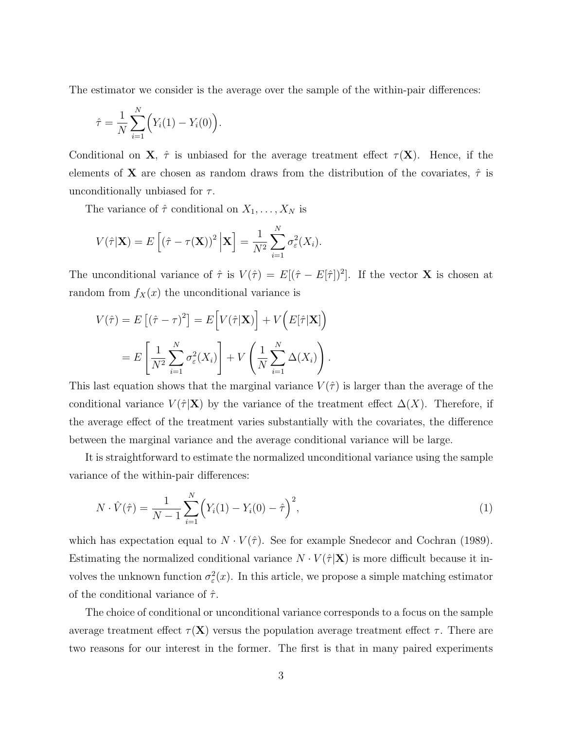The estimator we consider is the average over the sample of the within-pair differences:

$$\hat{\tau} = \frac{1}{N} \sum_{i=1}^{N} \Big( Y_i(1) - Y_i(0) \Big).$$

Conditional on $\mathbf{X}$, $\hat{\tau}$ is unbiased for the average treatment effect $\tau(\mathbf{X})$. Hence, if the elements of $\mathbf{X}$ are chosen as random draws from the distribution of the covariates, $\hat{\tau}$ is unconditionally unbiased for $\tau$.

The variance of $\hat{\tau}$ conditional on $X_1, \ldots, X_N$ is

$$V(\hat{\tau}|\mathbf{X}) = E\left[ (\hat{\tau} - \tau(\mathbf{X}))^2 \Big| \mathbf{X} \right] = \frac{1}{N^2} \sum_{i=1}^{N} \sigma_\varepsilon^2(X_i).$$

The unconditional variance of $\hat{\tau}$ is $V(\hat{\tau}) = E[(\hat{\tau} - E[\hat{\tau}])^2]$. If the vector $\mathbf{X}$ is chosen at random from $f_X(x)$ the unconditional variance is

$$\begin{aligned} V(\hat{\tau}) = E\left[ (\hat{\tau} - \tau)^2 \right] &= E\Big[ V(\hat{\tau}|\mathbf{X}) \Big] + V\Big( E[\hat{\tau}|\mathbf{X}] \Big) \\ &= E\left[ \frac{1}{N^2} \sum_{i=1}^{N} \sigma_\varepsilon^2(X_i) \right] + V\left( \frac{1}{N} \sum_{i=1}^{N} \Delta(X_i) \right). \end{aligned}$$

This last equation shows that the marginal variance $V(\hat{\tau})$ is larger than the average of the conditional variance $V(\hat{\tau}|\mathbf{X})$ by the variance of the treatment effect $\Delta(X)$. Therefore, if the average effect of the treatment varies substantially with the covariates, the difference between the marginal variance and the average conditional variance will be large.

It is straightforward to estimate the normalized unconditional variance using the sample variance of the within-pair differences:

$$N \cdot \hat{V}(\hat{\tau}) = \frac{1}{N-1} \sum_{i=1}^{N} \Big( Y_i(1) - Y_i(0) - \hat{\tau} \Big)^2, \tag{1}$$

which has expectation equal to $N \cdot V(\hat{\tau})$. See for example Snedecor and Cochran (1989). Estimating the normalized conditional variance $N \cdot V(\hat{\tau}|\mathbf{X})$ is more difficult because it involves the unknown function $\sigma_\varepsilon^2(x)$. In this article, we propose a simple matching estimator of the conditional variance of $\hat{\tau}$.

The choice of conditional or unconditional variance corresponds to a focus on the sample average treatment effect $\tau(\mathbf{X})$ versus the population average treatment effect $\tau$. There are two reasons for our interest in the former. The first is that in many paired experiments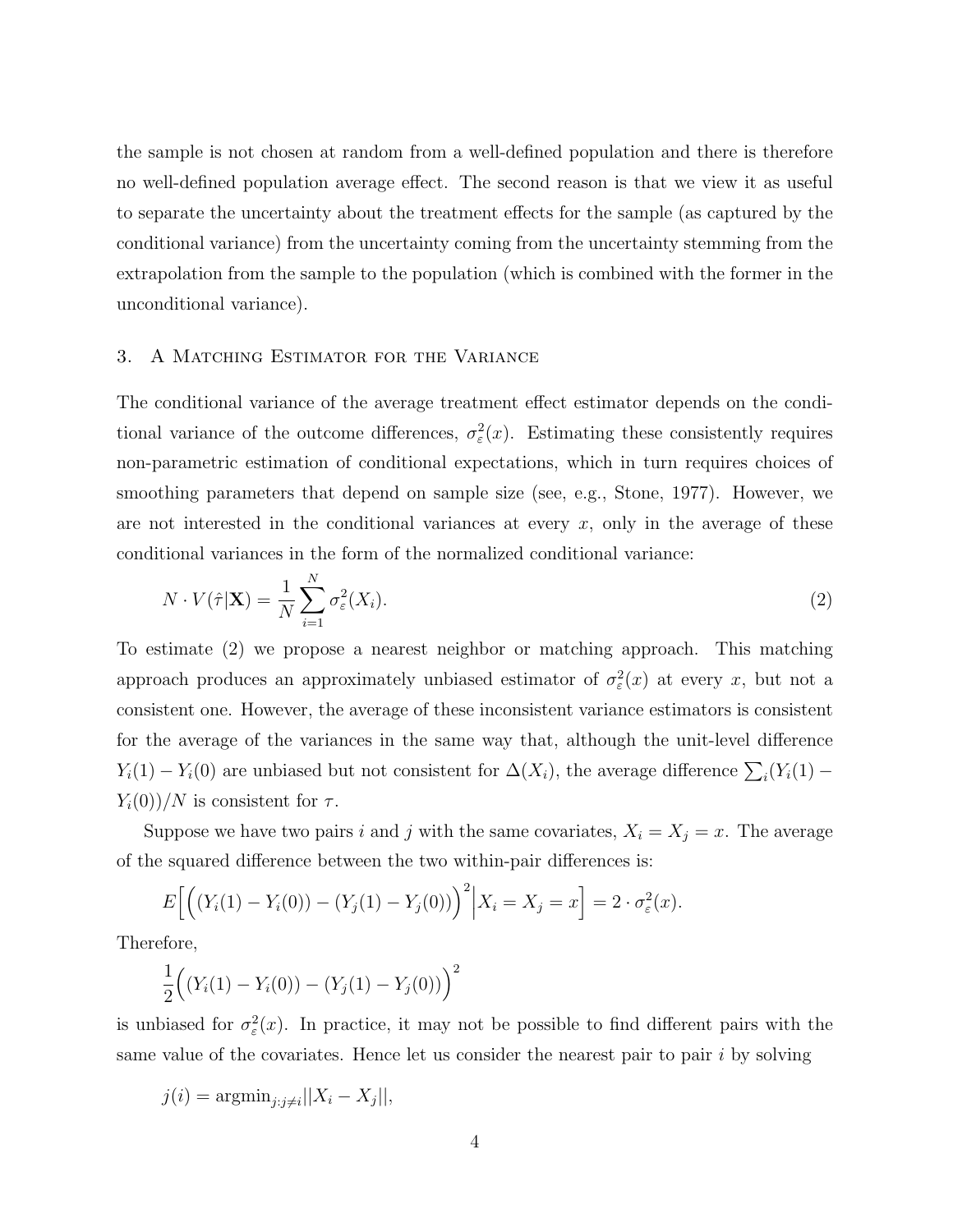the sample is not chosen at random from a well-defined population and there is therefore no well-defined population average effect. The second reason is that we view it as useful to separate the uncertainty about the treatment effects for the sample (as captured by the conditional variance) from the uncertainty coming from the uncertainty stemming from the extrapolation from the sample to the population (which is combined with the former in the unconditional variance).

## 3. A Matching Estimator for the Variance

The conditional variance of the average treatment effect estimator depends on the conditional variance of the outcome differences, $\sigma_\varepsilon^2(x)$. Estimating these consistently requires non-parametric estimation of conditional expectations, which in turn requires choices of smoothing parameters that depend on sample size (see, e.g., Stone, 1977). However, we are not interested in the conditional variances at every $x$, only in the average of these conditional variances in the form of the normalized conditional variance:

$$N \cdot V(\hat{\tau}|\mathbf{X}) = \frac{1}{N}\sum_{i=1}^{N} \sigma_\varepsilon^2(X_i). \tag{2}$$

To estimate (2) we propose a nearest neighbor or matching approach. This matching approach produces an approximately unbiased estimator of $\sigma_\varepsilon^2(x)$ at every $x$, but not a consistent one. However, the average of these inconsistent variance estimators is consistent for the average of the variances in the same way that, although the unit-level difference $Y_i(1) - Y_i(0)$ are unbiased but not consistent for $\Delta(X_i)$, the average difference $\sum_i (Y_i(1) - Y_i(0))/N$ is consistent for $\tau$.

Suppose we have two pairs $i$ and $j$ with the same covariates, $X_i = X_j = x$. The average of the squared difference between the two within-pair differences is:

$$E\Big[\Big((Y_i(1) - Y_i(0)) - (Y_j(1) - Y_j(0))\Big)^2 \Big| X_i = X_j = x\Big] = 2 \cdot \sigma_\varepsilon^2(x).$$

Therefore,

$$\frac{1}{2}\Big((Y_i(1) - Y_i(0)) - (Y_j(1) - Y_j(0))\Big)^2$$

is unbiased for $\sigma_\varepsilon^2(x)$. In practice, it may not be possible to find different pairs with the same value of the covariates. Hence let us consider the nearest pair to pair $i$ by solving

$$j(i) = \text{argmin}_{j:j\neq i}||X_i - X_j||,$$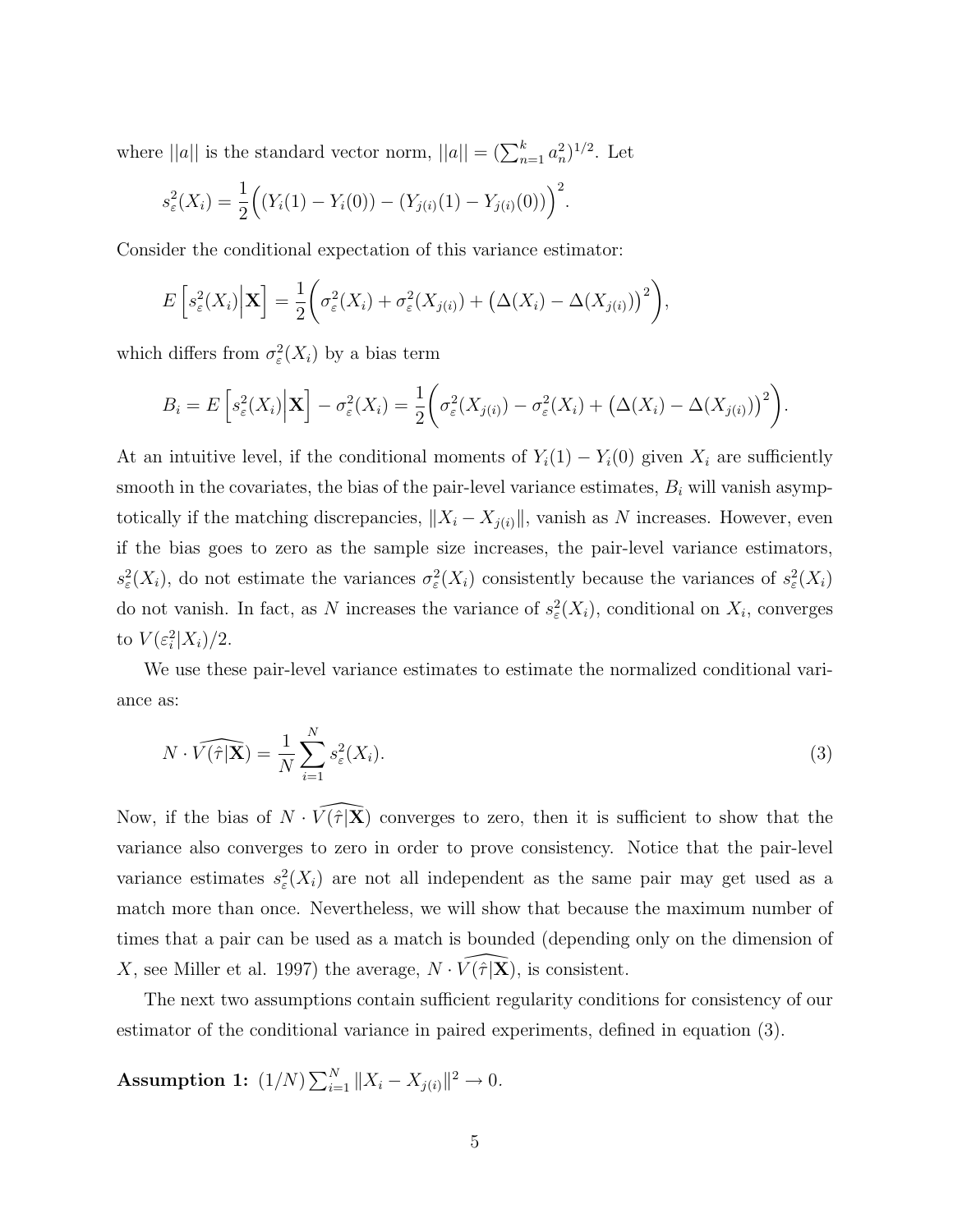where $||a||$ is the standard vector norm, $||a|| = (\sum_{n=1}^{k} a_n^2)^{1/2}$. Let

$$s_\varepsilon^2(X_i) = \frac{1}{2}\Big( (Y_i(1) - Y_i(0)) - (Y_{j(i)}(1) - Y_{j(i)}(0)) \Big)^2.$$

Consider the conditional expectation of this variance estimator:

$$E\left[ s_\varepsilon^2(X_i) \Big| \mathbf{X} \right] = \frac{1}{2}\bigg( \sigma_\varepsilon^2(X_i) + \sigma_\varepsilon^2(X_{j(i)}) + \big(\Delta(X_i) - \Delta(X_{j(i)})\big)^2 \bigg),$$

which differs from $\sigma_\varepsilon^2(X_i)$ by a bias term

$$B_i = E\left[ s_\varepsilon^2(X_i) \Big| \mathbf{X} \right] - \sigma_\varepsilon^2(X_i) = \frac{1}{2}\bigg( \sigma_\varepsilon^2(X_{j(i)}) - \sigma_\varepsilon^2(X_i) + \big(\Delta(X_i) - \Delta(X_{j(i)})\big)^2 \bigg).$$

At an intuitive level, if the conditional moments of $Y_i(1) - Y_i(0)$ given $X_i$ are sufficiently smooth in the covariates, the bias of the pair-level variance estimates, $B_i$ will vanish asymptotically if the matching discrepancies, $\|X_i - X_{j(i)}\|$, vanish as $N$ increases. However, even if the bias goes to zero as the sample size increases, the pair-level variance estimators, $s_\varepsilon^2(X_i)$, do not estimate the variances $\sigma_\varepsilon^2(X_i)$ consistently because the variances of $s_\varepsilon^2(X_i)$ do not vanish. In fact, as $N$ increases the variance of $s_\varepsilon^2(X_i)$, conditional on $X_i$, converges to $V(\varepsilon_i^2|X_i)/2$.

We use these pair-level variance estimates to estimate the normalized conditional variance as:

$$N \cdot \widehat{V(\hat{\tau}|\mathbf{X})} = \frac{1}{N}\sum_{i=1}^{N} s_\varepsilon^2(X_i). \tag{3}$$

Now, if the bias of $N \cdot \widehat{V(\hat{\tau}|\mathbf{X})}$ converges to zero, then it is sufficient to show that the variance also converges to zero in order to prove consistency. Notice that the pair-level variance estimates $s_\varepsilon^2(X_i)$ are not all independent as the same pair may get used as a match more than once. Nevertheless, we will show that because the maximum number of times that a pair can be used as a match is bounded (depending only on the dimension of $X$, see Miller et al. 1997) the average, $N \cdot \widehat{V(\hat{\tau}|\mathbf{X})}$, is consistent.

The next two assumptions contain sufficient regularity conditions for consistency of our estimator of the conditional variance in paired experiments, defined in equation (3).

**Assumption 1:** $(1/N)\sum_{i=1}^{N} \|X_i - X_{j(i)}\|^2 \to 0$.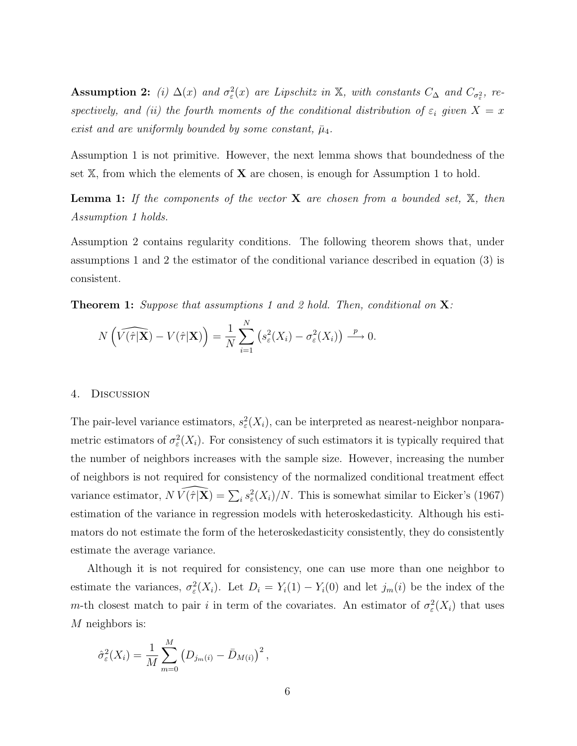**Assumption 2:** *(i) $\Delta(x)$ and $\sigma^2_\varepsilon(x)$ are Lipschitz in $\mathbb{X}$, with constants $C_\Delta$ and $C_{\sigma^2_\varepsilon}$, respectively, and (ii) the fourth moments of the conditional distribution of $\varepsilon_i$ given $X = x$ exist and are uniformly bounded by some constant, $\bar{\mu}_4$.*

Assumption 1 is not primitive. However, the next lemma shows that boundedness of the set $\mathbb{X}$, from which the elements of $\mathbf{X}$ are chosen, is enough for Assumption 1 to hold.

**Lemma 1:** *If the components of the vector $\mathbf{X}$ are chosen from a bounded set, $\mathbb{X}$, then Assumption 1 holds.*

Assumption 2 contains regularity conditions. The following theorem shows that, under assumptions 1 and 2 the estimator of the conditional variance described in equation (3) is consistent.

**Theorem 1:** *Suppose that assumptions 1 and 2 hold. Then, conditional on $\mathbf{X}$:*

$$N\left(\widehat{V(\hat{\tau}|\mathbf{X})} - V(\hat{\tau}|\mathbf{X})\right) = \frac{1}{N}\sum_{i=1}^{N}\left(s^2_\varepsilon(X_i) - \sigma^2_\varepsilon(X_i)\right) \xrightarrow{p} 0.$$

## 4. Discussion

The pair-level variance estimators, $s^2_\varepsilon(X_i)$, can be interpreted as nearest-neighbor nonparametric estimators of $\sigma^2_\varepsilon(X_i)$. For consistency of such estimators it is typically required that the number of neighbors increases with the sample size. However, increasing the number of neighbors is not required for consistency of the normalized conditional treatment effect variance estimator, $N\,\widehat{V(\hat{\tau}|\mathbf{X})} = \sum_i s^2_\varepsilon(X_i)/N$. This is somewhat similar to Eicker's (1967) estimation of the variance in regression models with heteroskedasticity. Although his estimators do not estimate the form of the heteroskedasticity consistently, they do consistently estimate the average variance.

Although it is not required for consistency, one can use more than one neighbor to estimate the variances, $\sigma^2_\varepsilon(X_i)$. Let $D_i = Y_i(1) - Y_i(0)$ and let $j_m(i)$ be the index of the $m$-th closest match to pair $i$ in term of the covariates. An estimator of $\sigma^2_\varepsilon(X_i)$ that uses $M$ neighbors is:

$$\hat{\sigma}^2_\varepsilon(X_i) = \frac{1}{M}\sum_{m=0}^{M}\left(D_{j_m(i)} - \bar{D}_{M(i)}\right)^2,$$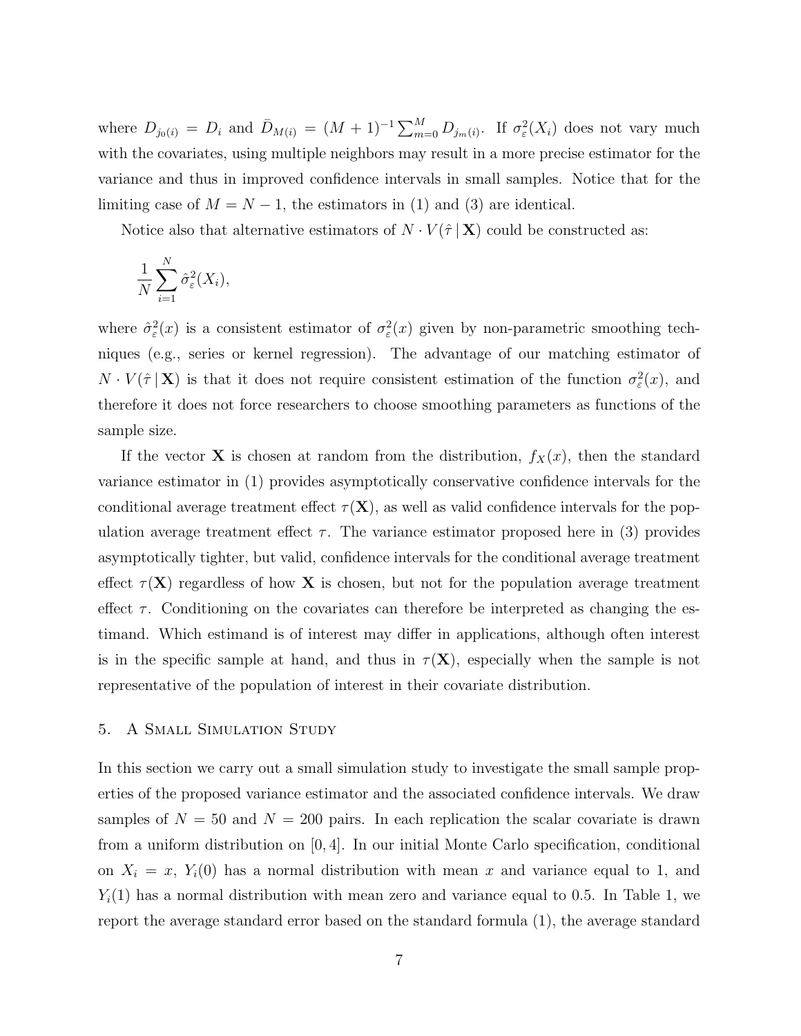where $D_{j_0(i)} = D_i$ and $\bar{D}_{M(i)} = (M+1)^{-1} \sum_{m=0}^{M} D_{j_m(i)}$. If $\sigma_\varepsilon^2(X_i)$ does not vary much with the covariates, using multiple neighbors may result in a more precise estimator for the variance and thus in improved confidence intervals in small samples. Notice that for the limiting case of $M = N - 1$, the estimators in (1) and (3) are identical.

Notice also that alternative estimators of $N \cdot V(\hat{\tau} \,|\, \mathbf{X})$ could be constructed as:

$$\frac{1}{N} \sum_{i=1}^{N} \hat{\sigma}_\varepsilon^2(X_i),$$

where $\hat{\sigma}_\varepsilon^2(x)$ is a consistent estimator of $\sigma_\varepsilon^2(x)$ given by non-parametric smoothing techniques (e.g., series or kernel regression). The advantage of our matching estimator of $N \cdot V(\hat{\tau} \,|\, \mathbf{X})$ is that it does not require consistent estimation of the function $\sigma_\varepsilon^2(x)$, and therefore it does not force researchers to choose smoothing parameters as functions of the sample size.

If the vector $\mathbf{X}$ is chosen at random from the distribution, $f_X(x)$, then the standard variance estimator in (1) provides asymptotically conservative confidence intervals for the conditional average treatment effect $\tau(\mathbf{X})$, as well as valid confidence intervals for the population average treatment effect $\tau$. The variance estimator proposed here in (3) provides asymptotically tighter, but valid, confidence intervals for the conditional average treatment effect $\tau(\mathbf{X})$ regardless of how $\mathbf{X}$ is chosen, but not for the population average treatment effect $\tau$. Conditioning on the covariates can therefore be interpreted as changing the estimand. Which estimand is of interest may differ in applications, although often interest is in the specific sample at hand, and thus in $\tau(\mathbf{X})$, especially when the sample is not representative of the population of interest in their covariate distribution.

## 5. A Small Simulation Study

In this section we carry out a small simulation study to investigate the small sample properties of the proposed variance estimator and the associated confidence intervals. We draw samples of $N = 50$ and $N = 200$ pairs. In each replication the scalar covariate is drawn from a uniform distribution on $[0, 4]$. In our initial Monte Carlo specification, conditional on $X_i = x$, $Y_i(0)$ has a normal distribution with mean $x$ and variance equal to 1, and $Y_i(1)$ has a normal distribution with mean zero and variance equal to 0.5. In Table 1, we report the average standard error based on the standard formula (1), the average standard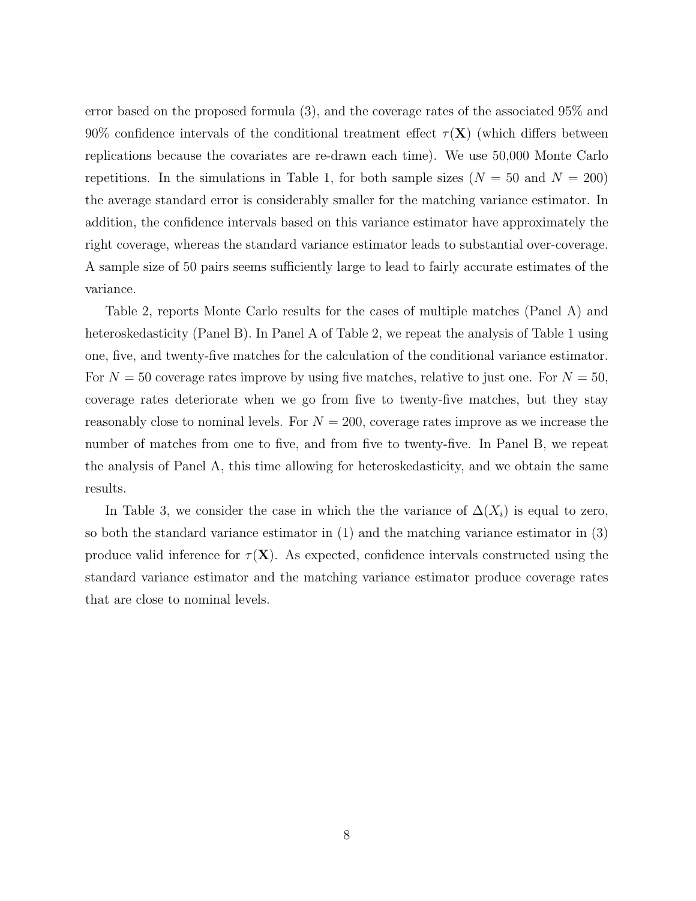error based on the proposed formula (3), and the coverage rates of the associated 95% and 90% confidence intervals of the conditional treatment effect $\tau(\mathbf{X})$ (which differs between replications because the covariates are re-drawn each time). We use 50,000 Monte Carlo repetitions. In the simulations in Table 1, for both sample sizes ($N = 50$ and $N = 200$) the average standard error is considerably smaller for the matching variance estimator. In addition, the confidence intervals based on this variance estimator have approximately the right coverage, whereas the standard variance estimator leads to substantial over-coverage. A sample size of 50 pairs seems sufficiently large to lead to fairly accurate estimates of the variance.

Table 2, reports Monte Carlo results for the cases of multiple matches (Panel A) and heteroskedasticity (Panel B). In Panel A of Table 2, we repeat the analysis of Table 1 using one, five, and twenty-five matches for the calculation of the conditional variance estimator. For $N = 50$ coverage rates improve by using five matches, relative to just one. For $N = 50$, coverage rates deteriorate when we go from five to twenty-five matches, but they stay reasonably close to nominal levels. For $N = 200$, coverage rates improve as we increase the number of matches from one to five, and from five to twenty-five. In Panel B, we repeat the analysis of Panel A, this time allowing for heteroskedasticity, and we obtain the same results.

In Table 3, we consider the case in which the the variance of $\Delta(X_i)$ is equal to zero, so both the standard variance estimator in (1) and the matching variance estimator in (3) produce valid inference for $\tau(\mathbf{X})$. As expected, confidence intervals constructed using the standard variance estimator and the matching variance estimator produce coverage rates that are close to nominal levels.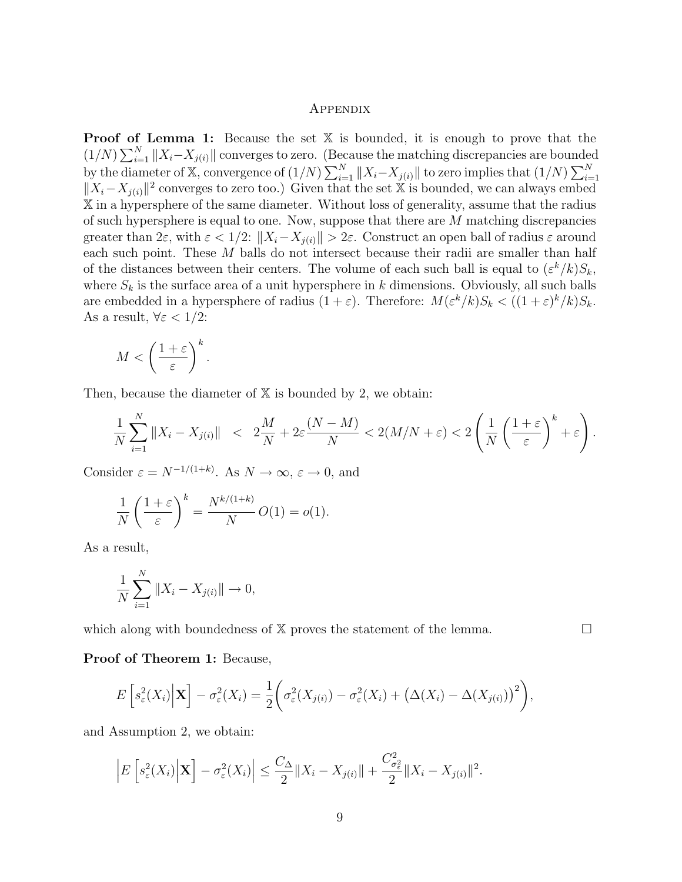## Appendix

**Proof of Lemma 1:** Because the set $\mathbb{X}$ is bounded, it is enough to prove that the $(1/N)\sum_{i=1}^{N}\|X_i - X_{j(i)}\|$ converges to zero. (Because the matching discrepancies are bounded by the diameter of $\mathbb{X}$, convergence of $(1/N)\sum_{i=1}^{N}\|X_i - X_{j(i)}\|$ to zero implies that $(1/N)\sum_{i=1}^{N}\|X_i - X_{j(i)}\|^2$ converges to zero too.) Given that the set $\mathbb{X}$ is bounded, we can always embed $\mathbb{X}$ in a hypersphere of the same diameter. Without loss of generality, assume that the radius of such hypersphere is equal to one. Now, suppose that there are $M$ matching discrepancies greater than $2\varepsilon$, with $\varepsilon < 1/2$: $\|X_i - X_{j(i)}\| > 2\varepsilon$. Construct an open ball of radius $\varepsilon$ around each such point. These $M$ balls do not intersect because their radii are smaller than half of the distances between their centers. The volume of each such ball is equal to $(\varepsilon^k/k)S_k$, where $S_k$ is the surface area of a unit hypersphere in $k$ dimensions. Obviously, all such balls are embedded in a hypersphere of radius $(1+\varepsilon)$. Therefore: $M(\varepsilon^k/k)S_k < ((1+\varepsilon)^k/k)S_k$. As a result, $\forall \varepsilon < 1/2$:

$$M < \left(\frac{1+\varepsilon}{\varepsilon}\right)^k.$$

Then, because the diameter of $\mathbb{X}$ is bounded by 2, we obtain:

$$\frac{1}{N}\sum_{i=1}^{N}\|X_i - X_{j(i)}\| \;<\; 2\frac{M}{N} + 2\varepsilon\frac{(N-M)}{N} < 2(M/N + \varepsilon) < 2\left(\frac{1}{N}\left(\frac{1+\varepsilon}{\varepsilon}\right)^k + \varepsilon\right).$$

Consider $\varepsilon = N^{-1/(1+k)}$. As $N \to \infty$, $\varepsilon \to 0$, and

$$\frac{1}{N}\left(\frac{1+\varepsilon}{\varepsilon}\right)^k = \frac{N^{k/(1+k)}}{N}\,O(1) = o(1).$$

As a result,

$$\frac{1}{N}\sum_{i=1}^{N}\|X_i - X_{j(i)}\| \to 0,$$

which along with boundedness of $\mathbb{X}$ proves the statement of the lemma. □

**Proof of Theorem 1:** Because,

$$E\left[s_\varepsilon^2(X_i)\middle|\mathbf{X}\right] - \sigma_\varepsilon^2(X_i) = \frac{1}{2}\bigg(\sigma_\varepsilon^2(X_{j(i)}) - \sigma_\varepsilon^2(X_i) + \big(\Delta(X_i) - \Delta(X_{j(i)})\big)^2\bigg),$$

and Assumption 2, we obtain:

$$\left|E\left[s_\varepsilon^2(X_i)\middle|\mathbf{X}\right] - \sigma_\varepsilon^2(X_i)\right| \le \frac{C_\Delta}{2}\|X_i - X_{j(i)}\| + \frac{C_{\sigma_\varepsilon^2}^2}{2}\|X_i - X_{j(i)}\|^2.$$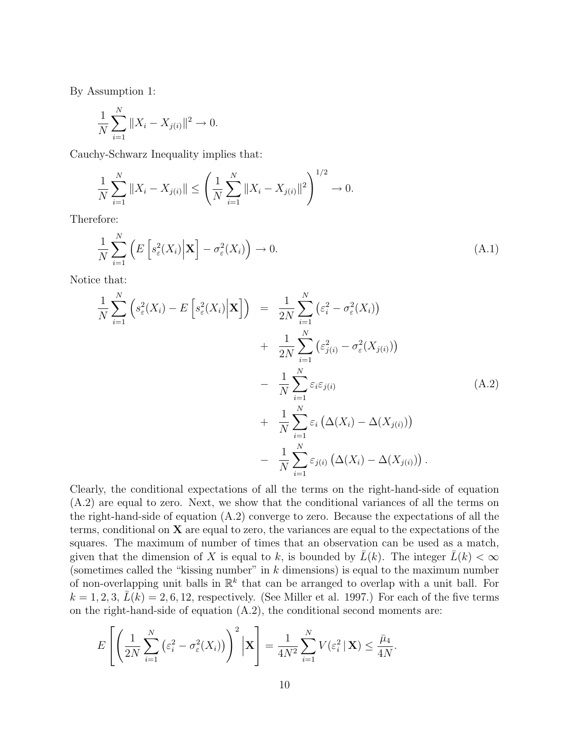By Assumption 1:

$$\frac{1}{N}\sum_{i=1}^{N}\|X_i - X_{j(i)}\|^2 \rightarrow 0.$$

Cauchy-Schwarz Inequality implies that:

$$\frac{1}{N}\sum_{i=1}^{N}\|X_i - X_{j(i)}\| \leq \left(\frac{1}{N}\sum_{i=1}^{N}\|X_i - X_{j(i)}\|^2\right)^{1/2} \rightarrow 0.$$

Therefore:

$$\frac{1}{N}\sum_{i=1}^{N}\left(E\left[s_\varepsilon^2(X_i)\Big|\mathbf{X}\right] - \sigma_\varepsilon^2(X_i)\right) \rightarrow 0. \tag{A.1}$$

Notice that:

$$\begin{aligned}
\frac{1}{N}\sum_{i=1}^{N}\left(s_\varepsilon^2(X_i) - E\left[s_\varepsilon^2(X_i)\Big|\mathbf{X}\right]\right) &= \frac{1}{2N}\sum_{i=1}^{N}\left(\varepsilon_i^2 - \sigma_\varepsilon^2(X_i)\right) \\
&+ \frac{1}{2N}\sum_{i=1}^{N}\left(\varepsilon_{j(i)}^2 - \sigma_\varepsilon^2(X_{j(i)})\right) \\
&- \frac{1}{N}\sum_{i=1}^{N}\varepsilon_i\varepsilon_{j(i)} \\
&+ \frac{1}{N}\sum_{i=1}^{N}\varepsilon_i\left(\Delta(X_i) - \Delta(X_{j(i)})\right) \\
&- \frac{1}{N}\sum_{i=1}^{N}\varepsilon_{j(i)}\left(\Delta(X_i) - \Delta(X_{j(i)})\right).
\end{aligned} \tag{A.2}$$

Clearly, the conditional expectations of all the terms on the right-hand-side of equation (A.2) are equal to zero. Next, we show that the conditional variances of all the terms on the right-hand-side of equation (A.2) converge to zero. Because the expectations of all the terms, conditional on $\mathbf{X}$ are equal to zero, the variances are equal to the expectations of the squares. The maximum of number of times that an observation can be used as a match, given that the dimension of $X$ is equal to $k$, is bounded by $\bar{L}(k)$. The integer $\bar{L}(k) < \infty$ (sometimes called the "kissing number" in $k$ dimensions) is equal to the maximum number of non-overlapping unit balls in $\mathbb{R}^k$ that can be arranged to overlap with a unit ball. For $k = 1, 2, 3$, $\bar{L}(k) = 2, 6, 12$, respectively. (See Miller et al. 1997.) For each of the five terms on the right-hand-side of equation (A.2), the conditional second moments are:

$$E\left[\left(\frac{1}{2N}\sum_{i=1}^{N}\left(\varepsilon_i^2 - \sigma_\varepsilon^2(X_i)\right)\right)^2\Big|\mathbf{X}\right] = \frac{1}{4N^2}\sum_{i=1}^{N}V(\varepsilon_i^2\,|\,\mathbf{X}) \leq \frac{\bar{\mu}_4}{4N}.$$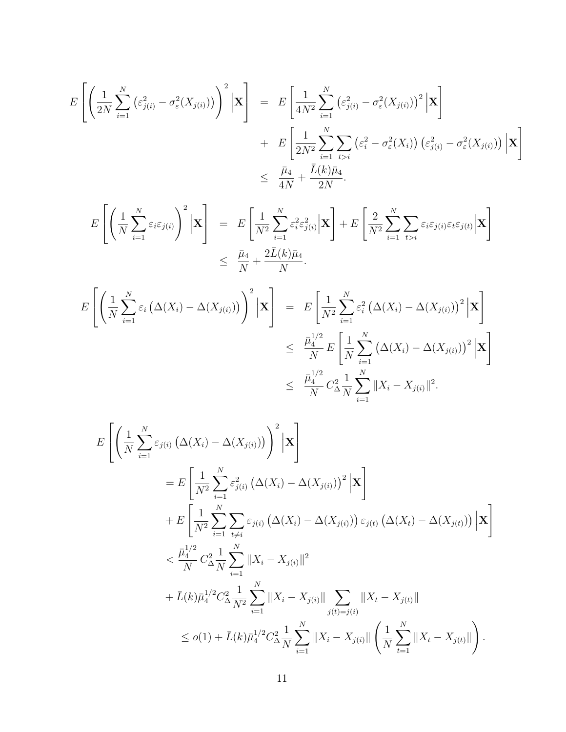$$
\begin{aligned}
E\left[\left(\frac{1}{2N}\sum_{i=1}^{N}\left(\varepsilon_{j(i)}^2-\sigma_\varepsilon^2(X_{j(i)})\right)\right)^2\Big|\mathbf{X}\right] &= E\left[\frac{1}{4N^2}\sum_{i=1}^{N}\left(\varepsilon_{j(i)}^2-\sigma_\varepsilon^2(X_{j(i)})\right)^2\Big|\mathbf{X}\right] \\
&+ E\left[\frac{1}{2N^2}\sum_{i=1}^{N}\sum_{t>i}\left(\varepsilon_i^2-\sigma_\varepsilon^2(X_i)\right)\left(\varepsilon_{j(i)}^2-\sigma_\varepsilon^2(X_{j(i)})\right)\Big|\mathbf{X}\right] \\
&\leq \frac{\bar{\mu}_4}{4N}+\frac{\bar{L}(k)\bar{\mu}_4}{2N}.
\end{aligned}
$$

$$
\begin{aligned}
E\left[\left(\frac{1}{N}\sum_{i=1}^{N}\varepsilon_i\varepsilon_{j(i)}\right)^2\Big|\mathbf{X}\right] &= E\left[\frac{1}{N^2}\sum_{i=1}^{N}\varepsilon_i^2\varepsilon_{j(i)}^2\Big|\mathbf{X}\right]+E\left[\frac{2}{N^2}\sum_{i=1}^{N}\sum_{t>i}\varepsilon_i\varepsilon_{j(i)}\varepsilon_t\varepsilon_{j(t)}\Big|\mathbf{X}\right] \\
&\leq \frac{\bar{\mu}_4}{N}+\frac{2\bar{L}(k)\bar{\mu}_4}{N}.
\end{aligned}
$$

$$
\begin{aligned}
E\left[\left(\frac{1}{N}\sum_{i=1}^{N}\varepsilon_i\left(\Delta(X_i)-\Delta(X_{j(i)})\right)\right)^2\Big|\mathbf{X}\right] &= E\left[\frac{1}{N^2}\sum_{i=1}^{N}\varepsilon_i^2\left(\Delta(X_i)-\Delta(X_{j(i)})\right)^2\Big|\mathbf{X}\right] \\
&\leq \frac{\bar{\mu}_4^{1/2}}{N}\,E\left[\frac{1}{N}\sum_{i=1}^{N}\left(\Delta(X_i)-\Delta(X_{j(i)})\right)^2\Big|\mathbf{X}\right] \\
&\leq \frac{\bar{\mu}_4^{1/2}}{N}\,C_\Delta^2\frac{1}{N}\sum_{i=1}^{N}\|X_i-X_{j(i)}\|^2.
\end{aligned}
$$

$$
\begin{aligned}
&E\left[\left(\frac{1}{N}\sum_{i=1}^{N}\varepsilon_{j(i)}\left(\Delta(X_i)-\Delta(X_{j(i)})\right)\right)^2\Big|\mathbf{X}\right] \\
&\quad= E\left[\frac{1}{N^2}\sum_{i=1}^{N}\varepsilon_{j(i)}^2\left(\Delta(X_i)-\Delta(X_{j(i)})\right)^2\Big|\mathbf{X}\right] \\
&\quad+ E\left[\frac{1}{N^2}\sum_{i=1}^{N}\sum_{t\neq i}\varepsilon_{j(i)}\left(\Delta(X_i)-\Delta(X_{j(i)})\right)\varepsilon_{j(t)}\left(\Delta(X_t)-\Delta(X_{j(t)})\right)\Big|\mathbf{X}\right] \\
&\quad< \frac{\bar{\mu}_4^{1/2}}{N}\,C_\Delta^2\frac{1}{N}\sum_{i=1}^{N}\|X_i-X_{j(i)}\|^2 \\
&\quad+ \bar{L}(k)\bar{\mu}_4^{1/2}C_\Delta^2\frac{1}{N^2}\sum_{i=1}^{N}\|X_i-X_{j(i)}\|\sum_{j(t)=j(i)}\|X_t-X_{j(t)}\| \\
&\quad\leq o(1)+\bar{L}(k)\bar{\mu}_4^{1/2}C_\Delta^2\frac{1}{N}\sum_{i=1}^{N}\|X_i-X_{j(i)}\|\left(\frac{1}{N}\sum_{t=1}^{N}\|X_t-X_{j(t)}\|\right).
\end{aligned}
$$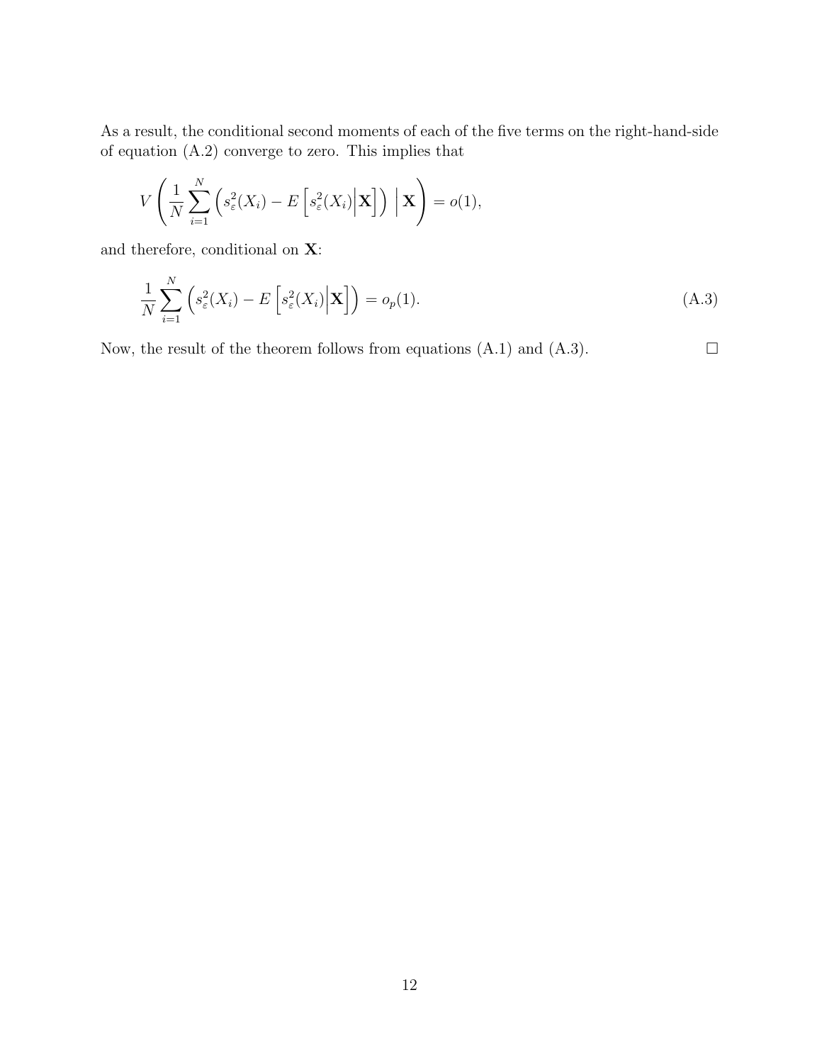As a result, the conditional second moments of each of the five terms on the right-hand-side of equation (A.2) converge to zero. This implies that

$$V\left(\frac{1}{N}\sum_{i=1}^{N}\left(s_{\varepsilon}^{2}(X_i) - E\left[s_{\varepsilon}^{2}(X_i)\Big|\mathbf{X}\right]\right)\ \Big|\ \mathbf{X}\right) = o(1),$$

and therefore, conditional on $\mathbf{X}$:

$$\frac{1}{N}\sum_{i=1}^{N}\left(s_{\varepsilon}^{2}(X_i) - E\left[s_{\varepsilon}^{2}(X_i)\Big|\mathbf{X}\right]\right) = o_p(1). \tag{A.3}$$

Now, the result of the theorem follows from equations (A.1) and (A.3). □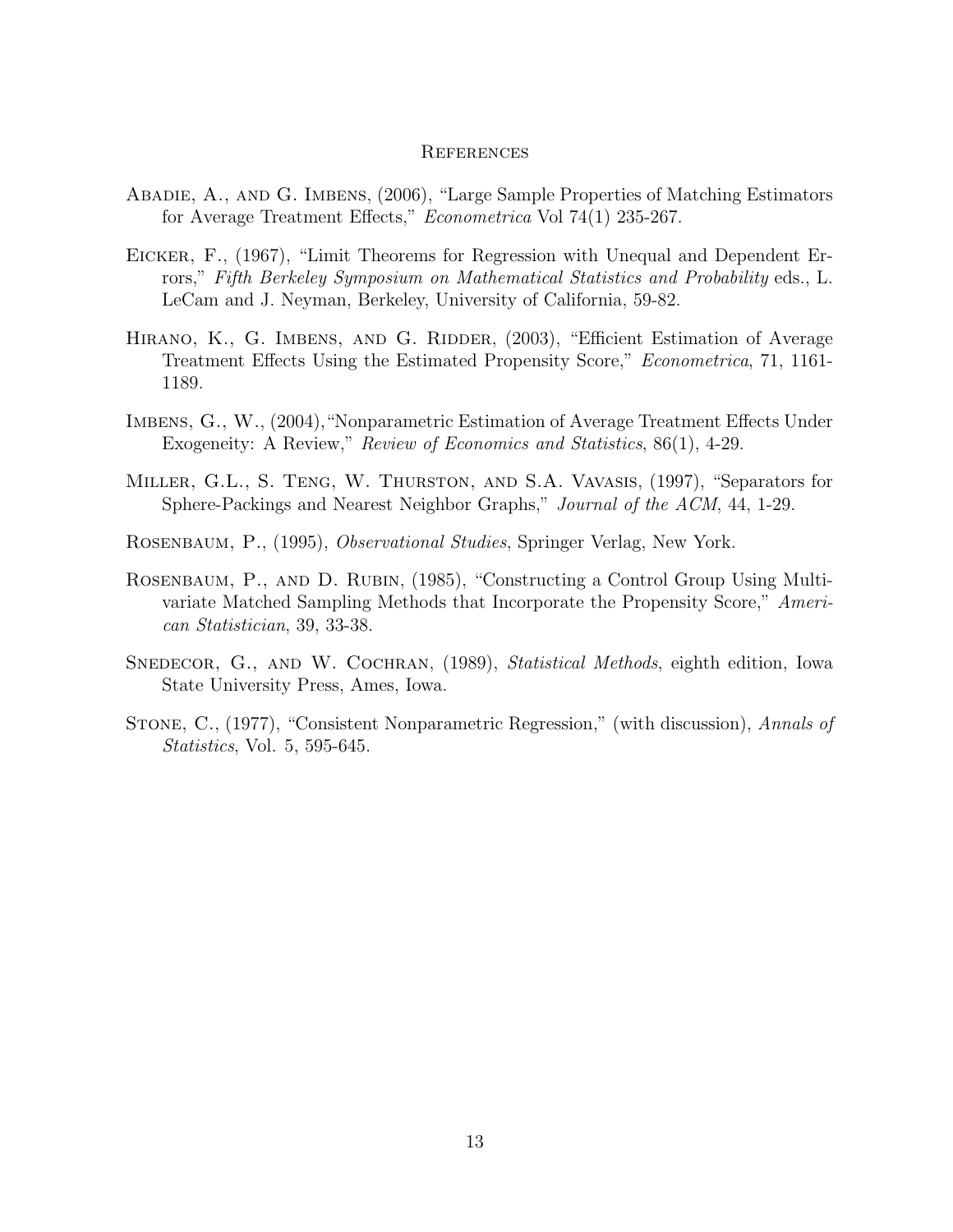# References

Abadie, A., and G. Imbens, (2006), "Large Sample Properties of Matching Estimators for Average Treatment Effects," *Econometrica* Vol 74(1) 235-267.

Eicker, F., (1967), "Limit Theorems for Regression with Unequal and Dependent Errors," *Fifth Berkeley Symposium on Mathematical Statistics and Probability* eds., L. LeCam and J. Neyman, Berkeley, University of California, 59-82.

Hirano, K., G. Imbens, and G. Ridder, (2003), "Efficient Estimation of Average Treatment Effects Using the Estimated Propensity Score," *Econometrica*, 71, 1161-1189.

Imbens, G., W., (2004),"Nonparametric Estimation of Average Treatment Effects Under Exogeneity: A Review," *Review of Economics and Statistics*, 86(1), 4-29.

Miller, G.L., S. Teng, W. Thurston, and S.A. Vavasis, (1997), "Separators for Sphere-Packings and Nearest Neighbor Graphs," *Journal of the ACM*, 44, 1-29.

Rosenbaum, P., (1995), *Observational Studies*, Springer Verlag, New York.

Rosenbaum, P., and D. Rubin, (1985), "Constructing a Control Group Using Multivariate Matched Sampling Methods that Incorporate the Propensity Score," *American Statistician*, 39, 33-38.

Snedecor, G., and W. Cochran, (1989), *Statistical Methods*, eighth edition, Iowa State University Press, Ames, Iowa.

Stone, C., (1977), "Consistent Nonparametric Regression," (with discussion), *Annals of Statistics*, Vol. 5, 595-645.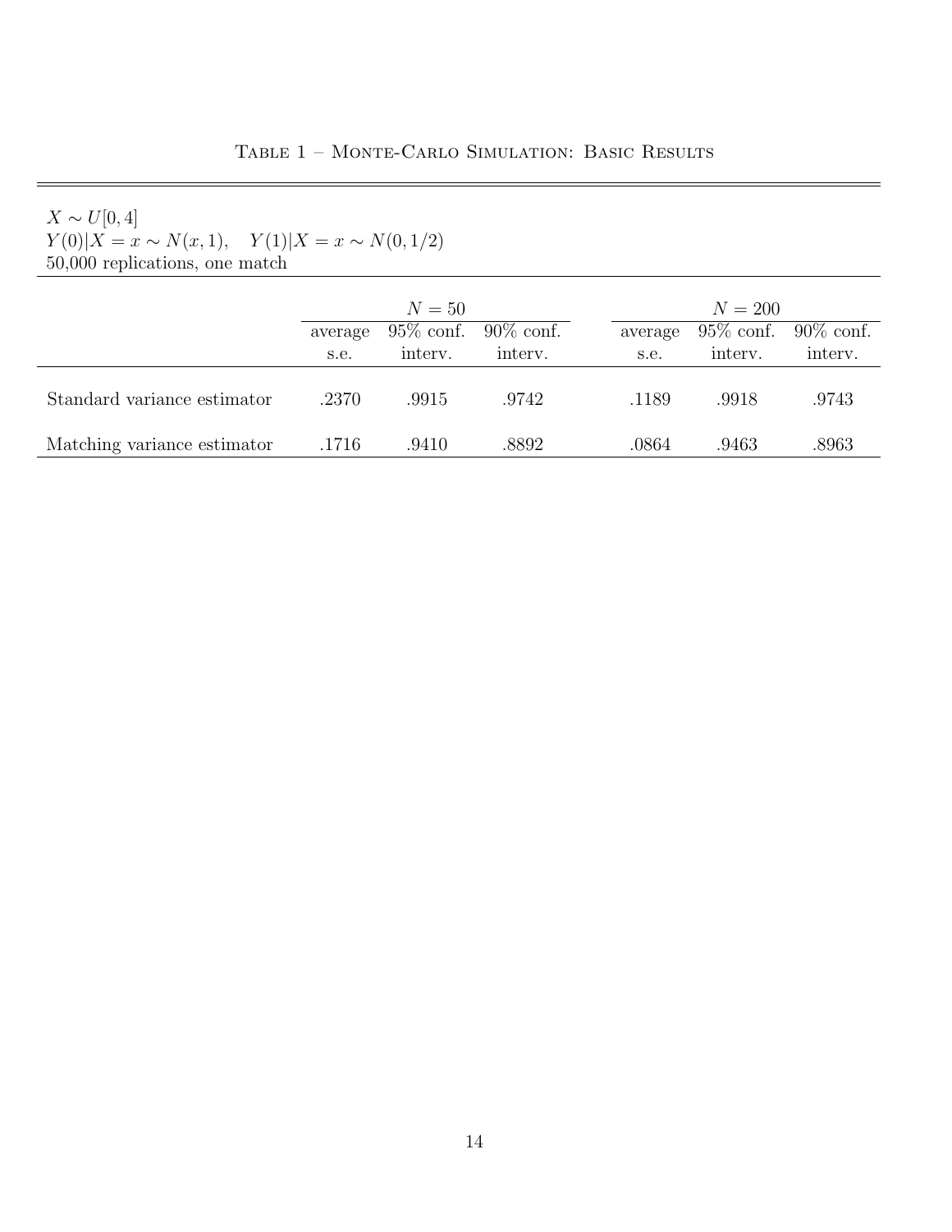Table 1 – Monte-Carlo Simulation: Basic Results

$X \sim U[0,4]$
$Y(0)|X=x \sim N(x,1), \quad Y(1)|X=x \sim N(0,1/2)$
50,000 replications, one match

| | $N=50$ | | | $N=200$ | | |
|---|---|---|---|---|---|---|
| | average s.e. | 95% conf. interv. | 90% conf. interv. | average s.e. | 95% conf. interv. | 90% conf. interv. |
| Standard variance estimator | .2370 | .9915 | .9742 | .1189 | .9918 | .9743 |
| Matching variance estimator | .1716 | .9410 | .8892 | .0864 | .9463 | .8963 |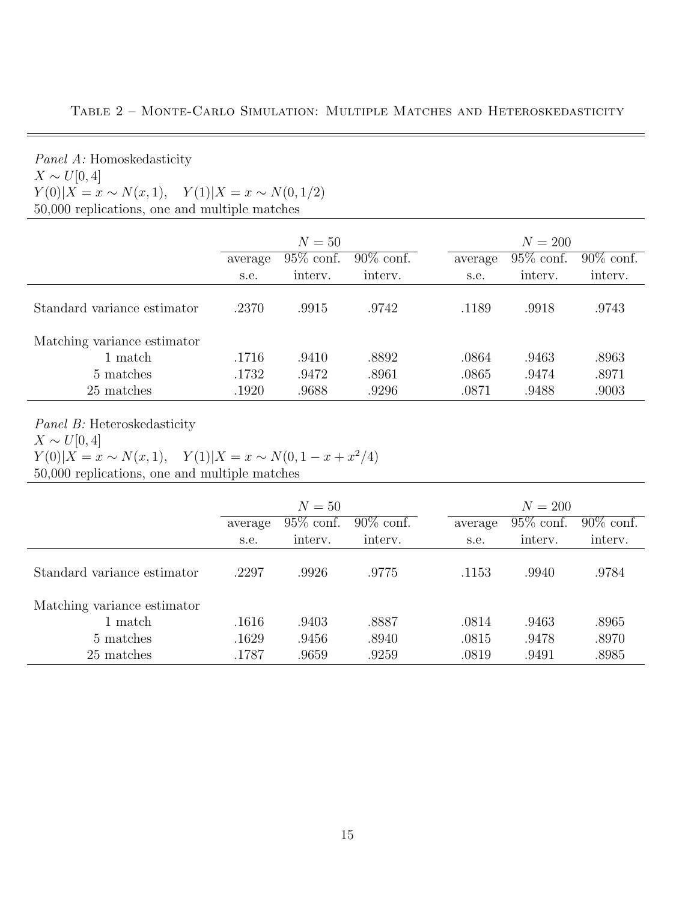Table 2 – Monte-Carlo Simulation: Multiple Matches and Heteroskedasticity

*Panel A:* Homoskedasticity
$X \sim U[0,4]$
$Y(0)|X = x \sim N(x,1), \quad Y(1)|X = x \sim N(0,1/2)$
50,000 replications, one and multiple matches

| | $N = 50$ | | | $N = 200$ | | |
|---|---|---|---|---|---|---|
| | average s.e. | 95% conf. interv. | 90% conf. interv. | average s.e. | 95% conf. interv. | 90% conf. interv. |
| Standard variance estimator | .2370 | .9915 | .9742 | .1189 | .9918 | .9743 |
| Matching variance estimator | | | | | | |
| 1 match | .1716 | .9410 | .8892 | .0864 | .9463 | .8963 |
| 5 matches | .1732 | .9472 | .8961 | .0865 | .9474 | .8971 |
| 25 matches | .1920 | .9688 | .9296 | .0871 | .9488 | .9003 |

*Panel B:* Heteroskedasticity
$X \sim U[0,4]$
$Y(0)|X = x \sim N(x,1), \quad Y(1)|X = x \sim N(0, 1 - x + x^2/4)$
50,000 replications, one and multiple matches

| | $N = 50$ | | | $N = 200$ | | |
|---|---|---|---|---|---|---|
| | average s.e. | 95% conf. interv. | 90% conf. interv. | average s.e. | 95% conf. interv. | 90% conf. interv. |
| Standard variance estimator | .2297 | .9926 | .9775 | .1153 | .9940 | .9784 |
| Matching variance estimator | | | | | | |
| 1 match | .1616 | .9403 | .8887 | .0814 | .9463 | .8965 |
| 5 matches | .1629 | .9456 | .8940 | .0815 | .9478 | .8970 |
| 25 matches | .1787 | .9659 | .9259 | .0819 | .9491 | .8985 |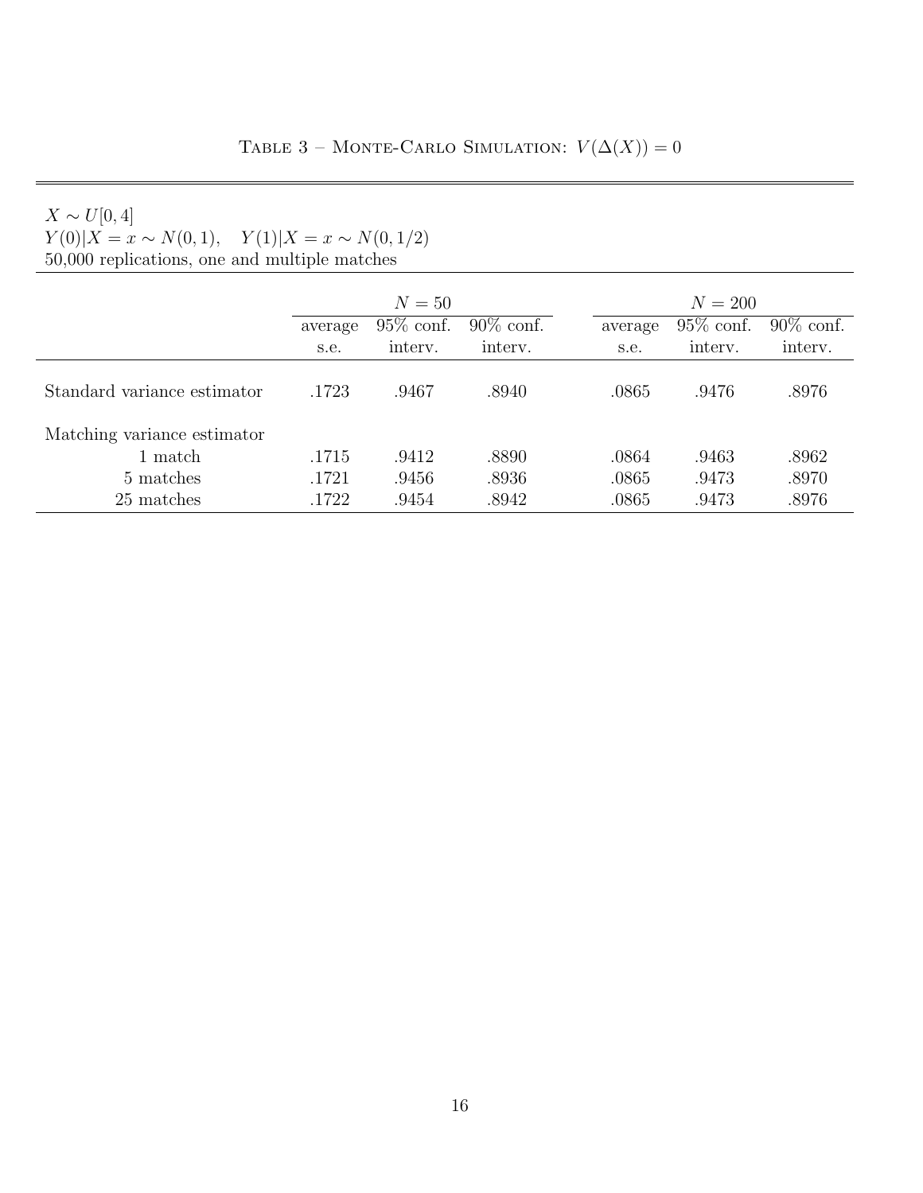Table 3 – Monte-Carlo Simulation: $V(\Delta(X)) = 0$

$X \sim U[0,4]$
$Y(0)|X = x \sim N(0,1), \quad Y(1)|X = x \sim N(0,1/2)$
50,000 replications, one and multiple matches

| | $N = 50$ | | | $N = 200$ | | |
|---|---|---|---|---|---|---|
| | average s.e. | 95% conf. interv. | 90% conf. interv. | average s.e. | 95% conf. interv. | 90% conf. interv. |
| Standard variance estimator | .1723 | .9467 | .8940 | .0865 | .9476 | .8976 |
| Matching variance estimator | | | | | | |
| 1 match | .1715 | .9412 | .8890 | .0864 | .9463 | .8962 |
| 5 matches | .1721 | .9456 | .8936 | .0865 | .9473 | .8970 |
| 25 matches | .1722 | .9454 | .8942 | .0865 | .9473 | .8976 |